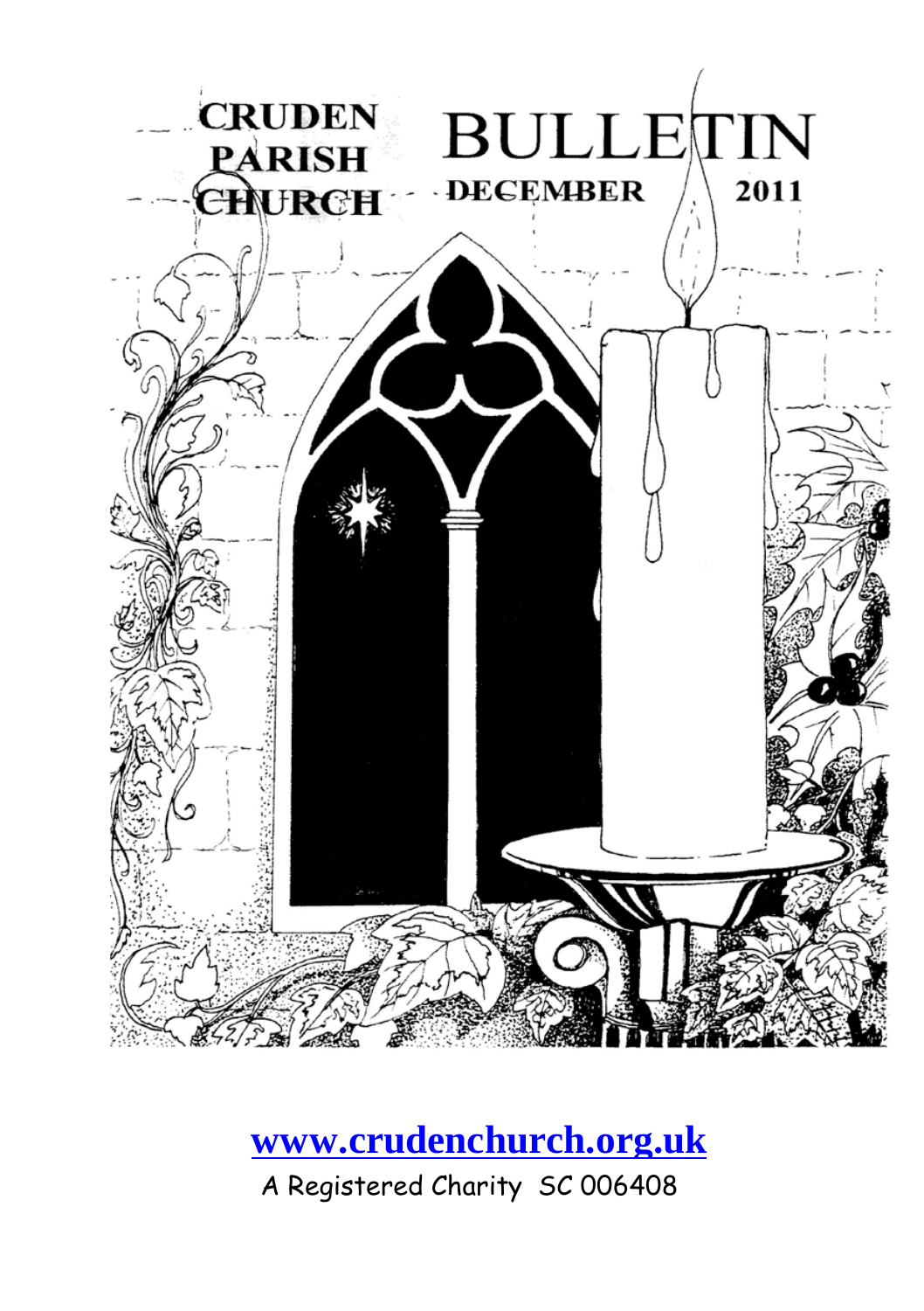# CRUDEN PARISH CHURCH

# BULLETIN

## DECEMBER 2011

**[www.crudenchurch.org.uk](http://www.crudenchurch.org.uk)**

A Registered Charity SC 006408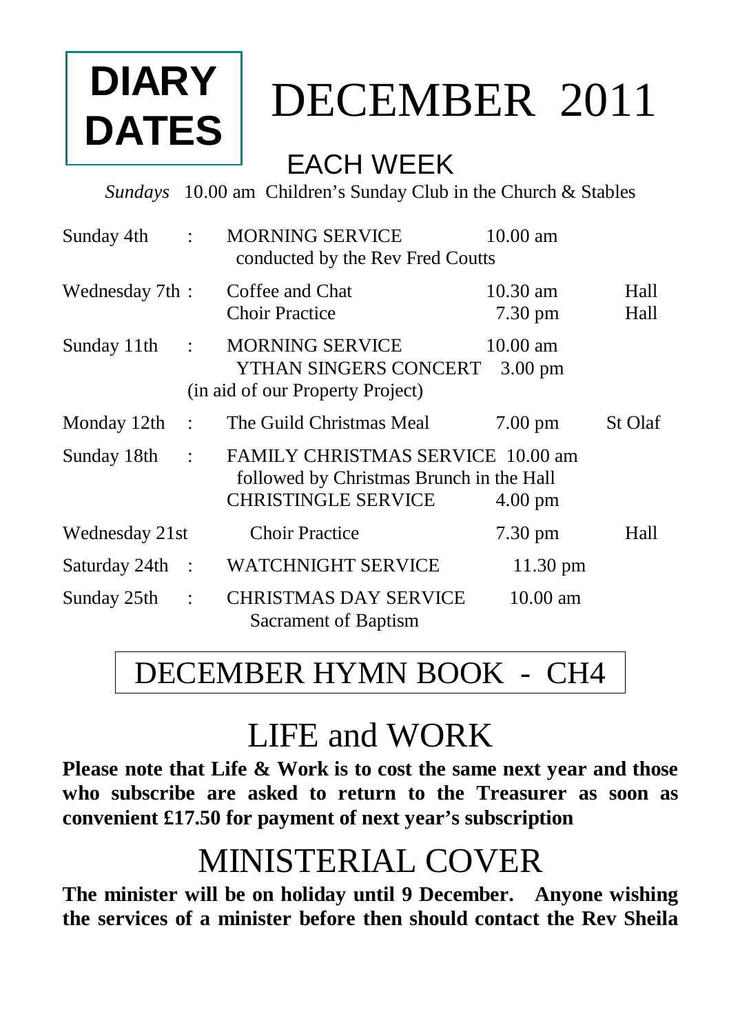# DIARY DATES

# DECEMBER 2011

## EACH WEEK

*Sundays* 10.00 am Children's Sunday Club in the Church & Stables

| | | | | |
|---|---|---|---|---|
| Sunday 4th | : | MORNING SERVICE<br>conducted by the Rev Fred Coutts | 10.00 am | |
| Wednesday 7th | : | Coffee and Chat<br>Choir Practice | 10.30 am<br>7.30 pm | Hall<br>Hall |
| Sunday 11th | : | MORNING SERVICE<br>YTHAN SINGERS CONCERT<br>(in aid of our Property Project) | 10.00 am<br>3.00 pm | |
| Monday 12th | : | The Guild Christmas Meal | 7.00 pm | St Olaf |
| Sunday 18th | : | FAMILY CHRISTMAS SERVICE<br>followed by Christmas Brunch in the Hall<br>CHRISTINGLE SERVICE | 10.00 am<br><br>4.00 pm | |
| Wednesday 21st | | Choir Practice | 7.30 pm | Hall |
| Saturday 24th | : | WATCHNIGHT SERVICE | 11.30 pm | |
| Sunday 25th | : | CHRISTMAS DAY SERVICE<br>Sacrament of Baptism | 10.00 am | |

## DECEMBER HYMN BOOK - CH4

## LIFE and WORK

**Please note that Life & Work is to cost the same next year and those who subscribe are asked to return to the Treasurer as soon as convenient £17.50 for payment of next year's subscription**

## MINISTERIAL COVER

**The minister will be on holiday until 9 December. Anyone wishing the services of a minister before then should contact the Rev Sheila**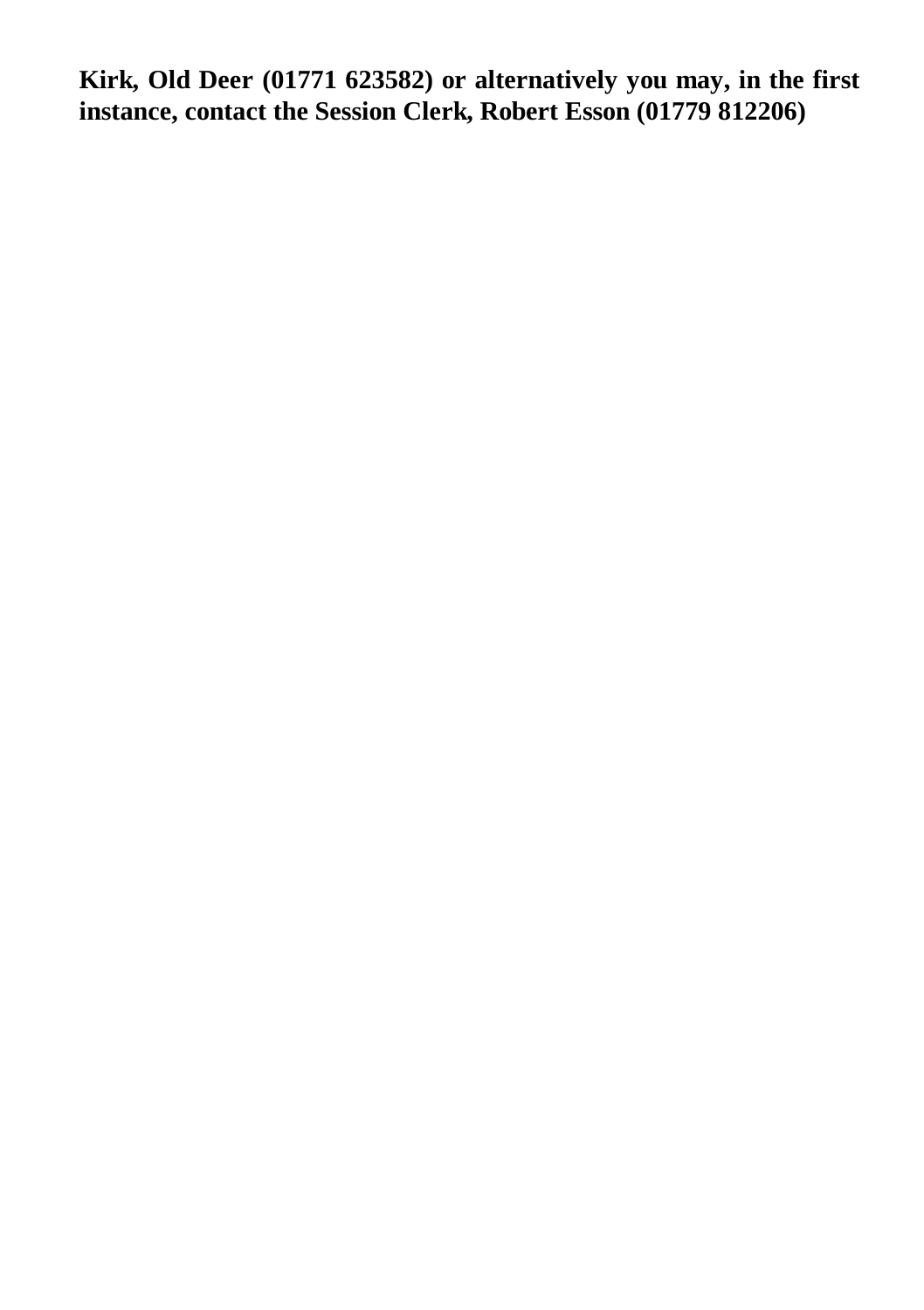**Kirk, Old Deer (01771 623582) or alternatively you may, in the first instance, contact the Session Clerk, Robert Esson (01779 812206)**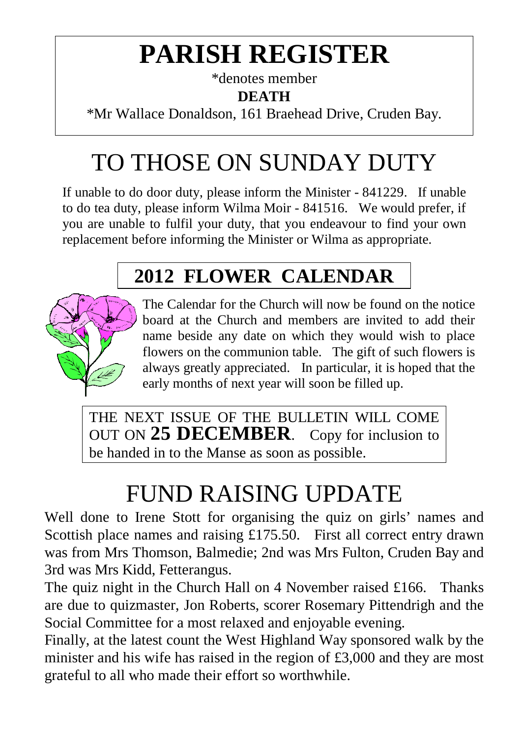# PARISH REGISTER

*denotes member

**DEATH**

*Mr Wallace Donaldson, 161 Braehead Drive, Cruden Bay.

# TO THOSE ON SUNDAY DUTY

If unable to do door duty, please inform the Minister - 841229. If unable to do tea duty, please inform Wilma Moir - 841516. We would prefer, if you are unable to fulfil your duty, that you endeavour to find your own replacement before informing the Minister or Wilma as appropriate.

## 2012 FLOWER CALENDAR

The Calendar for the Church will now be found on the notice board at the Church and members are invited to add their name beside any date on which they would wish to place flowers on the communion table. The gift of such flowers is always greatly appreciated. In particular, it is hoped that the early months of next year will soon be filled up.

THE NEXT ISSUE OF THE BULLETIN WILL COME OUT ON **25 DECEMBER**. Copy for inclusion to be handed in to the Manse as soon as possible.

# FUND RAISING UPDATE

Well done to Irene Stott for organising the quiz on girls' names and Scottish place names and raising £175.50. First all correct entry drawn was from Mrs Thomson, Balmedie; 2nd was Mrs Fulton, Cruden Bay and 3rd was Mrs Kidd, Fetterangus.

The quiz night in the Church Hall on 4 November raised £166. Thanks are due to quizmaster, Jon Roberts, scorer Rosemary Pittendrigh and the Social Committee for a most relaxed and enjoyable evening.

Finally, at the latest count the West Highland Way sponsored walk by the minister and his wife has raised in the region of £3,000 and they are most grateful to all who made their effort so worthwhile.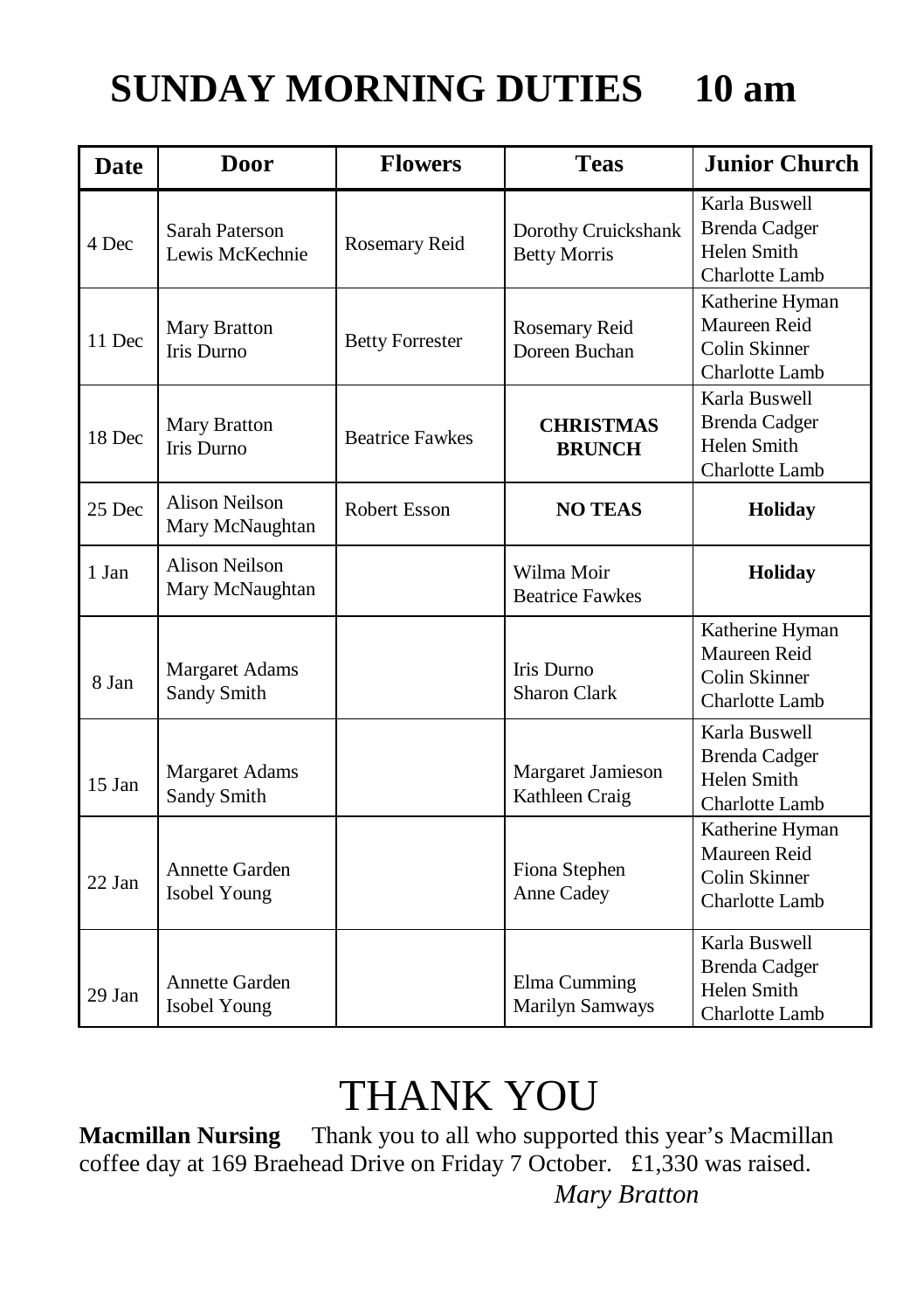# SUNDAY MORNING DUTIES 10 am

| Date | Door | Flowers | Teas | Junior Church |
|---|---|---|---|---|
| 4 Dec | Sarah Paterson<br>Lewis McKechnie | Rosemary Reid | Dorothy Cruickshank<br>Betty Morris | Karla Buswell<br>Brenda Cadger<br>Helen Smith<br>Charlotte Lamb |
| 11 Dec | Mary Bratton<br>Iris Durno | Betty Forrester | Rosemary Reid<br>Doreen Buchan | Katherine Hyman<br>Maureen Reid<br>Colin Skinner<br>Charlotte Lamb |
| 18 Dec | Mary Bratton<br>Iris Durno | Beatrice Fawkes | **CHRISTMAS BRUNCH** | Karla Buswell<br>Brenda Cadger<br>Helen Smith<br>Charlotte Lamb |
| 25 Dec | Alison Neilson<br>Mary McNaughtan | Robert Esson | **NO TEAS** | **Holiday** |
| 1 Jan | Alison Neilson<br>Mary McNaughtan | | Wilma Moir<br>Beatrice Fawkes | **Holiday** |
| 8 Jan | Margaret Adams<br>Sandy Smith | | Iris Durno<br>Sharon Clark | Katherine Hyman<br>Maureen Reid<br>Colin Skinner<br>Charlotte Lamb |
| 15 Jan | Margaret Adams<br>Sandy Smith | | Margaret Jamieson<br>Kathleen Craig | Karla Buswell<br>Brenda Cadger<br>Helen Smith<br>Charlotte Lamb |
| 22 Jan | Annette Garden<br>Isobel Young | | Fiona Stephen<br>Anne Cadey | Katherine Hyman<br>Maureen Reid<br>Colin Skinner<br>Charlotte Lamb |
| 29 Jan | Annette Garden<br>Isobel Young | | Elma Cumming<br>Marilyn Samways | Karla Buswell<br>Brenda Cadger<br>Helen Smith<br>Charlotte Lamb |

# THANK YOU

**Macmillan Nursing** Thank you to all who supported this year's Macmillan coffee day at 169 Braehead Drive on Friday 7 October. £1,330 was raised.

*Mary Bratton*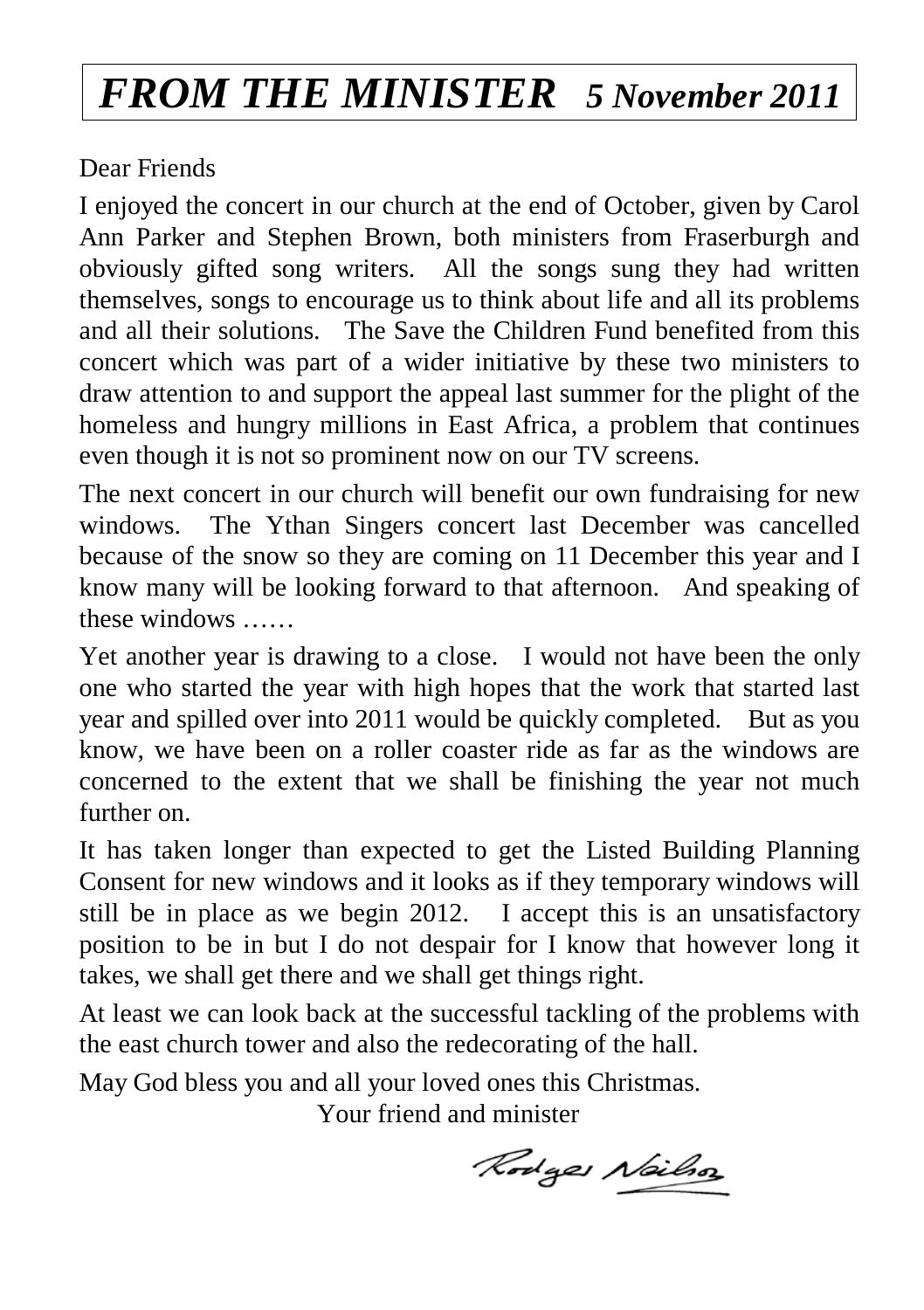# *FROM THE MINISTER* ***5 November 2011***

Dear Friends

I enjoyed the concert in our church at the end of October, given by Carol Ann Parker and Stephen Brown, both ministers from Fraserburgh and obviously gifted song writers. All the songs sung they had written themselves, songs to encourage us to think about life and all its problems and all their solutions. The Save the Children Fund benefited from this concert which was part of a wider initiative by these two ministers to draw attention to and support the appeal last summer for the plight of the homeless and hungry millions in East Africa, a problem that continues even though it is not so prominent now on our TV screens.

The next concert in our church will benefit our own fundraising for new windows. The Ythan Singers concert last December was cancelled because of the snow so they are coming on 11 December this year and I know many will be looking forward to that afternoon. And speaking of these windows ……

Yet another year is drawing to a close. I would not have been the only one who started the year with high hopes that the work that started last year and spilled over into 2011 would be quickly completed. But as you know, we have been on a roller coaster ride as far as the windows are concerned to the extent that we shall be finishing the year not much further on.

It has taken longer than expected to get the Listed Building Planning Consent for new windows and it looks as if they temporary windows will still be in place as we begin 2012. I accept this is an unsatisfactory position to be in but I do not despair for I know that however long it takes, we shall get there and we shall get things right.

At least we can look back at the successful tackling of the problems with the east church tower and also the redecorating of the hall.

May God bless you and all your loved ones this Christmas.

Your friend and minister

Rodger Neilson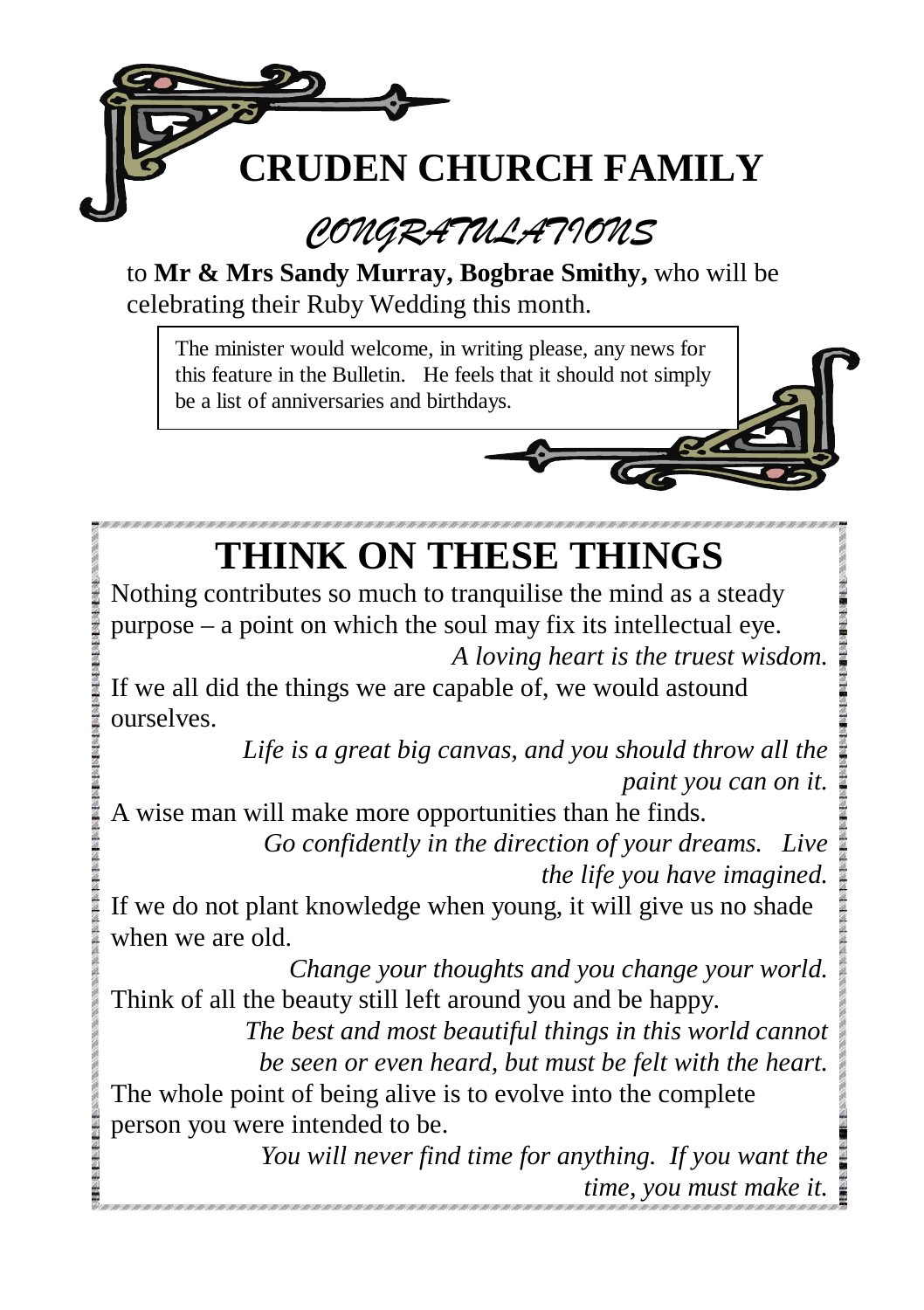# CRUDEN CHURCH FAMILY

## *CONGRATULATIONS*

to **Mr & Mrs Sandy Murray, Bogbrae Smithy,** who will be celebrating their Ruby Wedding this month.

The minister would welcome, in writing please, any news for this feature in the Bulletin. He feels that it should not simply be a list of anniversaries and birthdays.

# THINK ON THESE THINGS

Nothing contributes so much to tranquilise the mind as a steady purpose – a point on which the soul may fix its intellectual eye.

*A loving heart is the truest wisdom.*

If we all did the things we are capable of, we would astound ourselves.

*Life is a great big canvas, and you should throw all the paint you can on it.*

A wise man will make more opportunities than he finds.

*Go confidently in the direction of your dreams. Live the life you have imagined.*

If we do not plant knowledge when young, it will give us no shade when we are old.

*Change your thoughts and you change your world.*

Think of all the beauty still left around you and be happy.

*The best and most beautiful things in this world cannot be seen or even heard, but must be felt with the heart.*

The whole point of being alive is to evolve into the complete person you were intended to be.

*You will never find time for anything. If you want the time, you must make it.*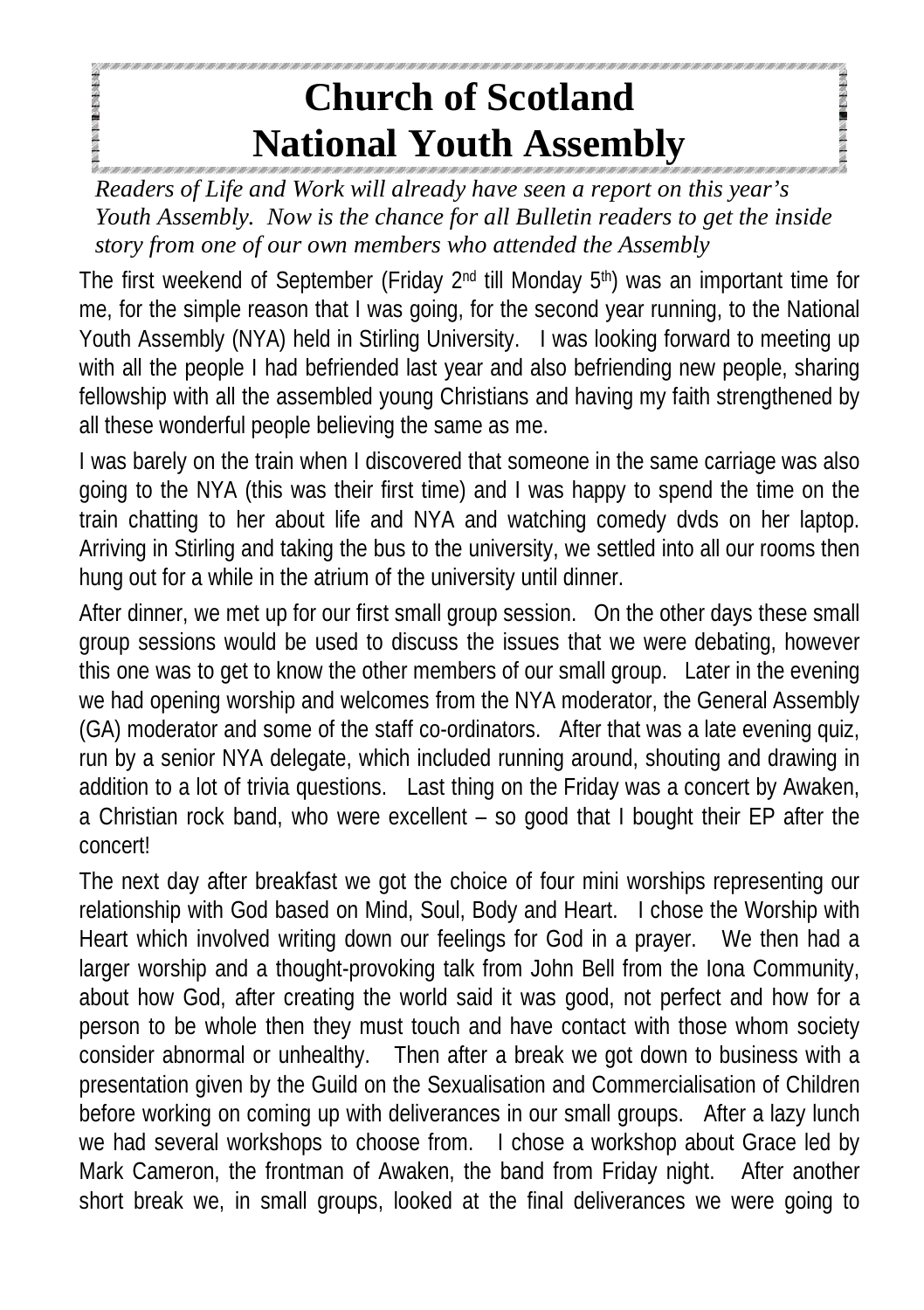# Church of Scotland National Youth Assembly

*Readers of Life and Work will already have seen a report on this year's Youth Assembly. Now is the chance for all Bulletin readers to get the inside story from one of our own members who attended the Assembly*

The first weekend of September (Friday 2nd till Monday 5th) was an important time for me, for the simple reason that I was going, for the second year running, to the National Youth Assembly (NYA) held in Stirling University. I was looking forward to meeting up with all the people I had befriended last year and also befriending new people, sharing fellowship with all the assembled young Christians and having my faith strengthened by all these wonderful people believing the same as me.

I was barely on the train when I discovered that someone in the same carriage was also going to the NYA (this was their first time) and I was happy to spend the time on the train chatting to her about life and NYA and watching comedy dvds on her laptop. Arriving in Stirling and taking the bus to the university, we settled into all our rooms then hung out for a while in the atrium of the university until dinner.

After dinner, we met up for our first small group session. On the other days these small group sessions would be used to discuss the issues that we were debating, however this one was to get to know the other members of our small group. Later in the evening we had opening worship and welcomes from the NYA moderator, the General Assembly (GA) moderator and some of the staff co-ordinators. After that was a late evening quiz, run by a senior NYA delegate, which included running around, shouting and drawing in addition to a lot of trivia questions. Last thing on the Friday was a concert by Awaken, a Christian rock band, who were excellent – so good that I bought their EP after the concert!

The next day after breakfast we got the choice of four mini worships representing our relationship with God based on Mind, Soul, Body and Heart. I chose the Worship with Heart which involved writing down our feelings for God in a prayer. We then had a larger worship and a thought-provoking talk from John Bell from the Iona Community, about how God, after creating the world said it was good, not perfect and how for a person to be whole then they must touch and have contact with those whom society consider abnormal or unhealthy. Then after a break we got down to business with a presentation given by the Guild on the Sexualisation and Commercialisation of Children before working on coming up with deliverances in our small groups. After a lazy lunch we had several workshops to choose from. I chose a workshop about Grace led by Mark Cameron, the frontman of Awaken, the band from Friday night. After another short break we, in small groups, looked at the final deliverances we were going to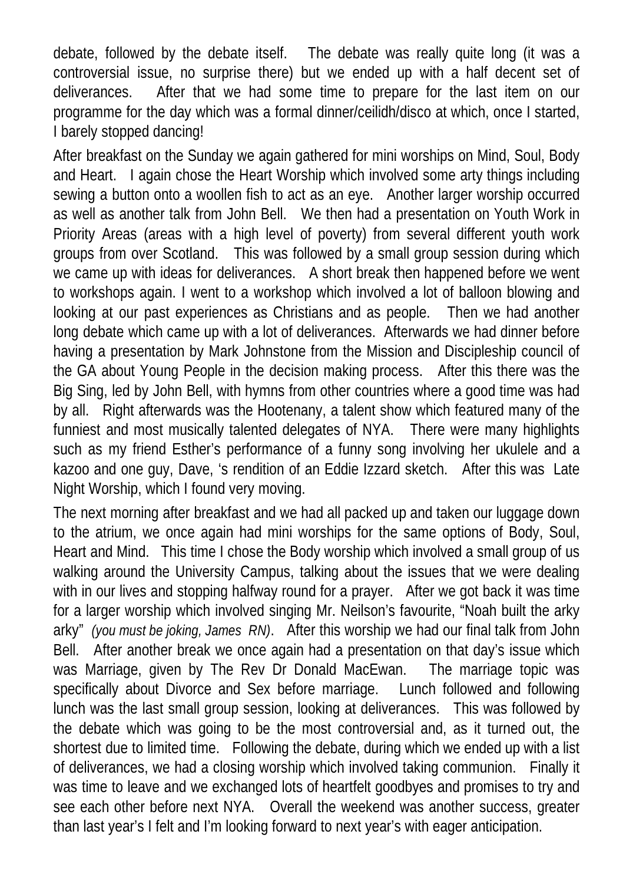debate, followed by the debate itself. The debate was really quite long (it was a controversial issue, no surprise there) but we ended up with a half decent set of deliverances. After that we had some time to prepare for the last item on our programme for the day which was a formal dinner/ceilidh/disco at which, once I started, I barely stopped dancing!

After breakfast on the Sunday we again gathered for mini worships on Mind, Soul, Body and Heart. I again chose the Heart Worship which involved some arty things including sewing a button onto a woollen fish to act as an eye. Another larger worship occurred as well as another talk from John Bell. We then had a presentation on Youth Work in Priority Areas (areas with a high level of poverty) from several different youth work groups from over Scotland. This was followed by a small group session during which we came up with ideas for deliverances. A short break then happened before we went to workshops again. I went to a workshop which involved a lot of balloon blowing and looking at our past experiences as Christians and as people. Then we had another long debate which came up with a lot of deliverances. Afterwards we had dinner before having a presentation by Mark Johnstone from the Mission and Discipleship council of the GA about Young People in the decision making process. After this there was the Big Sing, led by John Bell, with hymns from other countries where a good time was had by all. Right afterwards was the Hootenany, a talent show which featured many of the funniest and most musically talented delegates of NYA. There were many highlights such as my friend Esther's performance of a funny song involving her ukulele and a kazoo and one guy, Dave, 's rendition of an Eddie Izzard sketch. After this was Late Night Worship, which I found very moving.

The next morning after breakfast and we had all packed up and taken our luggage down to the atrium, we once again had mini worships for the same options of Body, Soul, Heart and Mind. This time I chose the Body worship which involved a small group of us walking around the University Campus, talking about the issues that we were dealing with in our lives and stopping halfway round for a prayer. After we got back it was time for a larger worship which involved singing Mr. Neilson's favourite, "Noah built the arky arky" *(you must be joking, James RN)*. After this worship we had our final talk from John Bell. After another break we once again had a presentation on that day's issue which was Marriage, given by The Rev Dr Donald MacEwan. The marriage topic was specifically about Divorce and Sex before marriage. Lunch followed and following lunch was the last small group session, looking at deliverances. This was followed by the debate which was going to be the most controversial and, as it turned out, the shortest due to limited time. Following the debate, during which we ended up with a list of deliverances, we had a closing worship which involved taking communion. Finally it was time to leave and we exchanged lots of heartfelt goodbyes and promises to try and see each other before next NYA. Overall the weekend was another success, greater than last year's I felt and I'm looking forward to next year's with eager anticipation.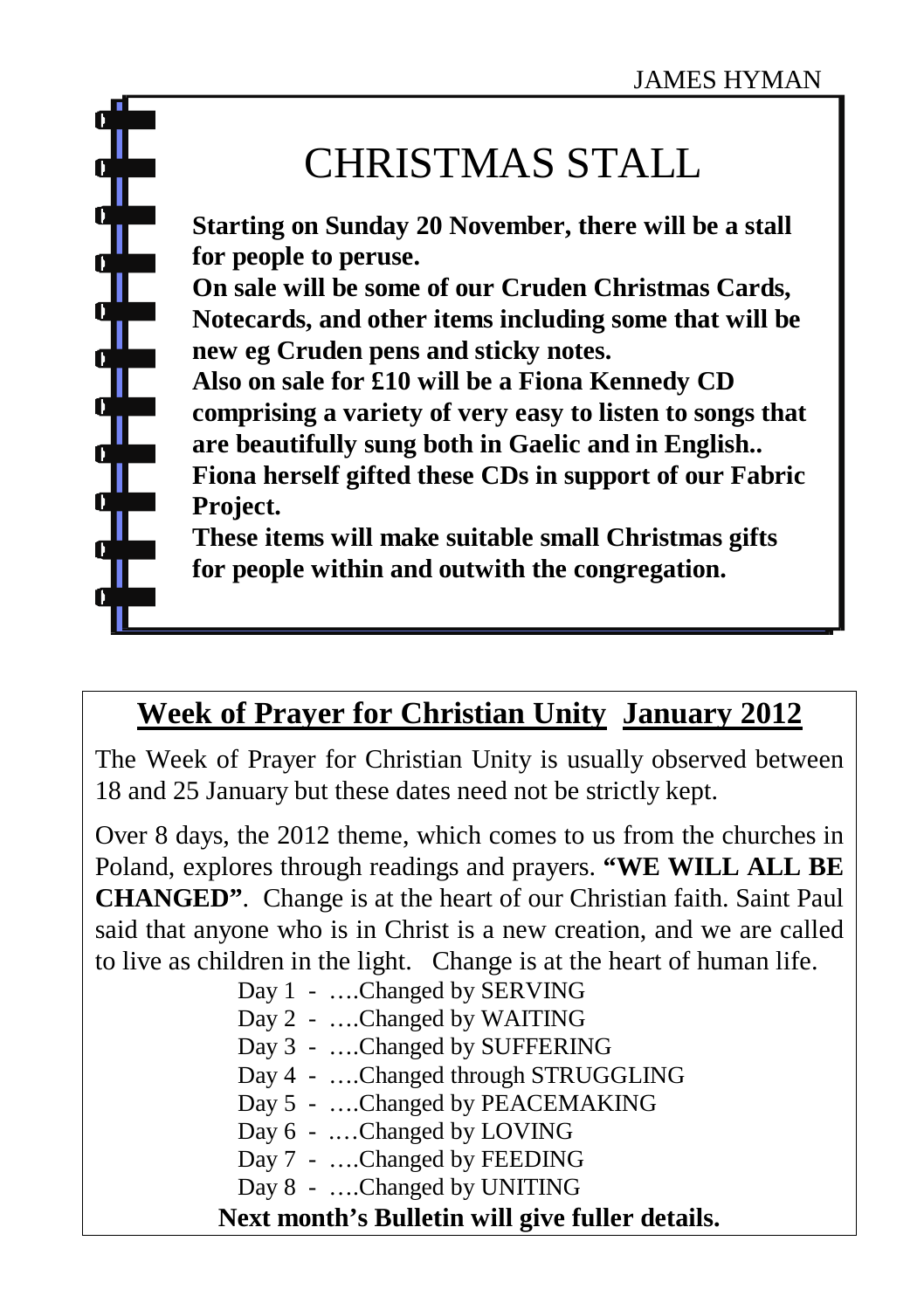JAMES HYMAN

# CHRISTMAS STALL

**Starting on Sunday 20 November, there will be a stall for people to peruse.**
**On sale will be some of our Cruden Christmas Cards, Notecards, and other items including some that will be new eg Cruden pens and sticky notes.**
**Also on sale for £10 will be a Fiona Kennedy CD comprising a variety of very easy to listen to songs that are beautifully sung both in Gaelic and in English..**
**Fiona herself gifted these CDs in support of our Fabric Project.**
**These items will make suitable small Christmas gifts for people within and outwith the congregation.**

## Week of Prayer for Christian Unity  January 2012

The Week of Prayer for Christian Unity is usually observed between 18 and 25 January but these dates need not be strictly kept.

Over 8 days, the 2012 theme, which comes to us from the churches in Poland, explores through readings and prayers. **"WE WILL ALL BE CHANGED"**. Change is at the heart of our Christian faith. Saint Paul said that anyone who is in Christ is a new creation, and we are called to live as children in the light. Change is at the heart of human life.

Day 1 - ….Changed by SERVING
Day 2 - ….Changed by WAITING
Day 3 - ….Changed by SUFFERING
Day 4 - ….Changed through STRUGGLING
Day 5 - ….Changed by PEACEMAKING
Day 6 - .…Changed by LOVING
Day 7 - ….Changed by FEEDING
Day 8 - ….Changed by UNITING

**Next month's Bulletin will give fuller details.**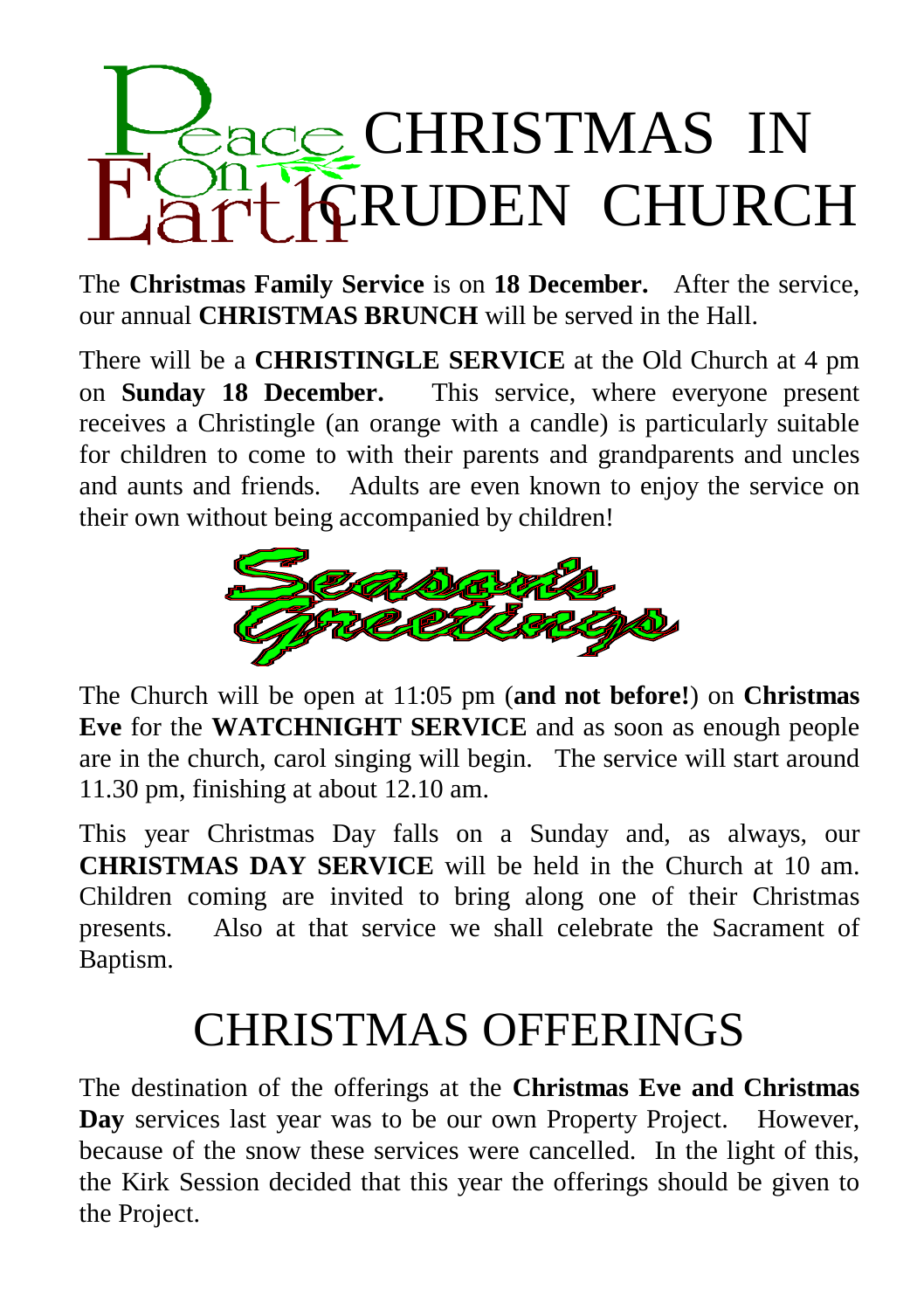# CHRISTMAS IN CRUDEN CHURCH

The **Christmas Family Service** is on **18 December.** After the service, our annual **CHRISTMAS BRUNCH** will be served in the Hall.

There will be a **CHRISTINGLE SERVICE** at the Old Church at 4 pm on **Sunday 18 December.** This service, where everyone present receives a Christingle (an orange with a candle) is particularly suitable for children to come to with their parents and grandparents and uncles and aunts and friends. Adults are even known to enjoy the service on their own without being accompanied by children!

The Church will be open at 11:05 pm (**and not before!**) on **Christmas Eve** for the **WATCHNIGHT SERVICE** and as soon as enough people are in the church, carol singing will begin. The service will start around 11.30 pm, finishing at about 12.10 am.

This year Christmas Day falls on a Sunday and, as always, our **CHRISTMAS DAY SERVICE** will be held in the Church at 10 am. Children coming are invited to bring along one of their Christmas presents. Also at that service we shall celebrate the Sacrament of Baptism.

# CHRISTMAS OFFERINGS

The destination of the offerings at the **Christmas Eve and Christmas Day** services last year was to be our own Property Project. However, because of the snow these services were cancelled. In the light of this, the Kirk Session decided that this year the offerings should be given to the Project.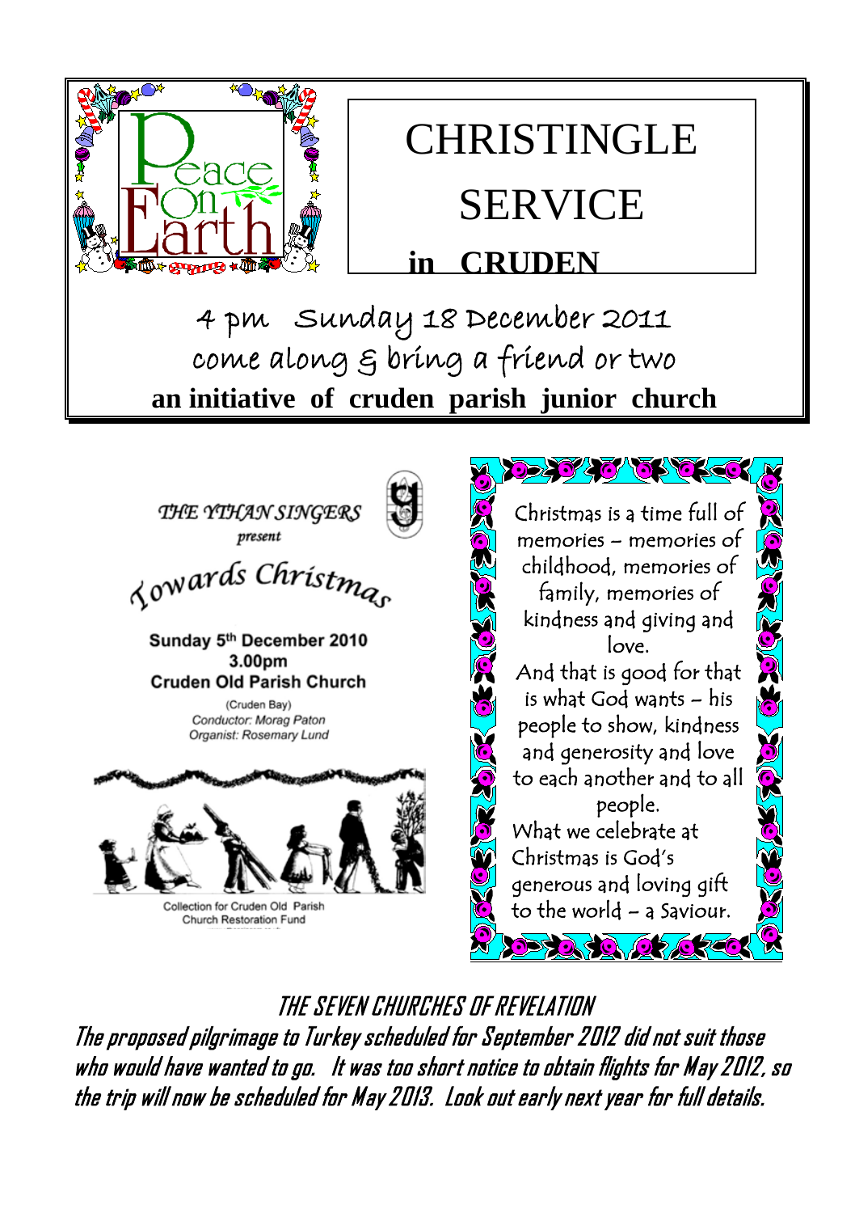# CHRISTINGLE SERVICE

**in CRUDEN**

4 pm Sunday 18 December 2011

come along & bring a friend or two

**an initiative of cruden parish junior church**

*THE YTHAN SINGERS*

*present*

*Towards Christmas*

**Sunday 5th December 2010**

**3.00pm**

**Cruden Old Parish Church**

(Cruden Bay)

*Conductor: Morag Paton*

*Organist: Rosemary Lund*

Collection for Cruden Old Parish Church Restoration Fund

Christmas is a time full of memories – memories of childhood, memories of family, memories of kindness and giving and love.

And that is good for that is what God wants – his people to show, kindness and generosity and love to each another and to all people.

What we celebrate at Christmas is God's generous and loving gift to the world – a Saviour.

## THE SEVEN CHURCHES OF REVELATION

*The proposed pilgrimage to Turkey scheduled for September 2012 did not suit those who would have wanted to go. It was too short notice to obtain flights for May 2012, so the trip will now be scheduled for May 2013. Look out early next year for full details.*